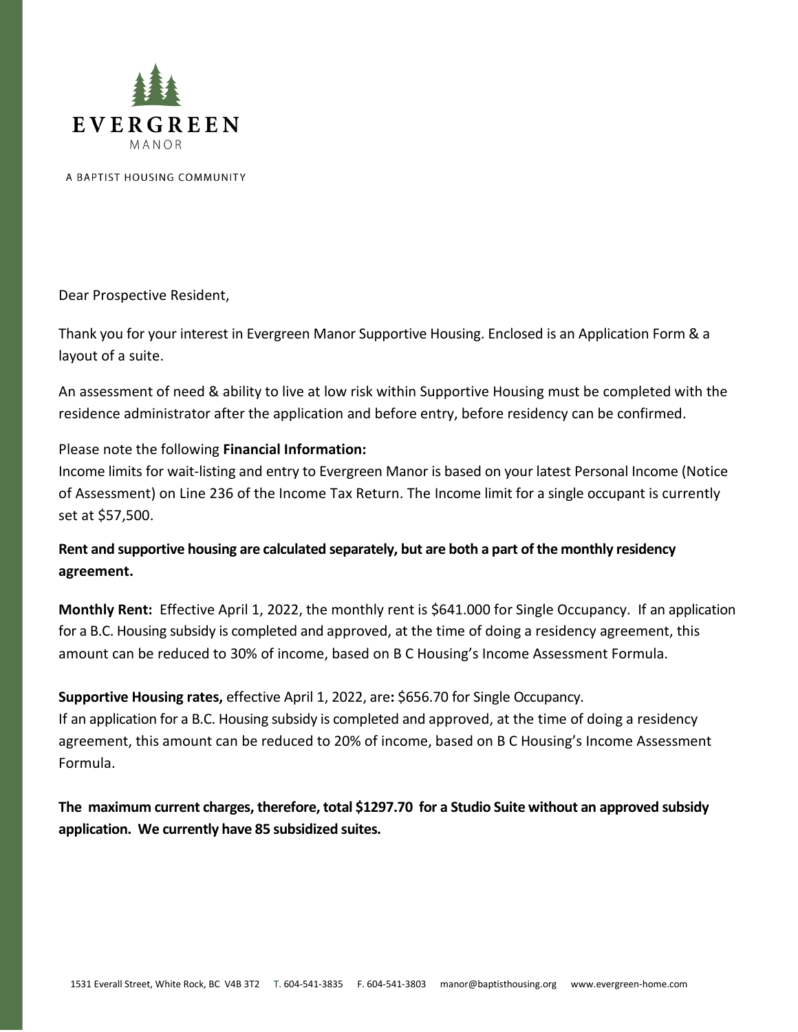# EVERGREEN

MANOR

A BAPTIST HOUSING COMMUNITY

Dear Prospective Resident,

Thank you for your interest in Evergreen Manor Supportive Housing. Enclosed is an Application Form & a layout of a suite.

An assessment of need & ability to live at low risk within Supportive Housing must be completed with the residence administrator after the application and before entry, before residency can be confirmed.

Please note the following **Financial Information:**
Income limits for wait-listing and entry to Evergreen Manor is based on your latest Personal Income (Notice of Assessment) on Line 236 of the Income Tax Return. The Income limit for a single occupant is currently set at $57,500.

**Rent and supportive housing are calculated separately, but are both a part of the monthly residency agreement.**

**Monthly Rent:** Effective April 1, 2022, the monthly rent is $641.000 for Single Occupancy. If an application for a B.C. Housing subsidy is completed and approved, at the time of doing a residency agreement, this amount can be reduced to 30% of income, based on B C Housing's Income Assessment Formula.

**Supportive Housing rates,** effective April 1, 2022, are**:** $656.70 for Single Occupancy.
If an application for a B.C. Housing subsidy is completed and approved, at the time of doing a residency agreement, this amount can be reduced to 20% of income, based on B C Housing's Income Assessment Formula.

**The maximum current charges, therefore, total $1297.70 for a Studio Suite without an approved subsidy application. We currently have 85 subsidized suites.**

1531 Everall Street, White Rock, BC V4B 3T2 T. 604-541-3835 F. 604-541-3803 manor@baptisthousing.org www.evergreen-home.com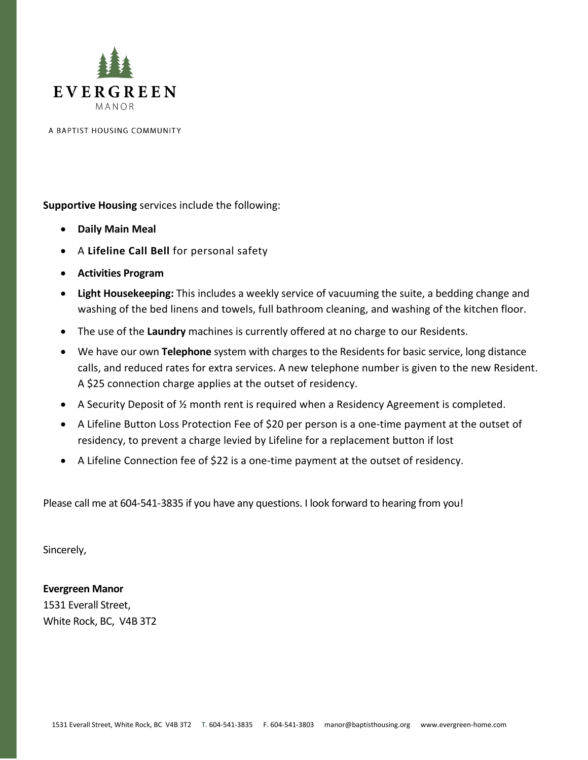EVERGREEN
MANOR

A BAPTIST HOUSING COMMUNITY

**Supportive Housing** services include the following:

- **Daily Main Meal**
- A **Lifeline Call Bell** for personal safety
- **Activities Program**
- **Light Housekeeping:** This includes a weekly service of vacuuming the suite, a bedding change and washing of the bed linens and towels, full bathroom cleaning, and washing of the kitchen floor.
- The use of the **Laundry** machines is currently offered at no charge to our Residents.
- We have our own **Telephone** system with charges to the Residents for basic service, long distance calls, and reduced rates for extra services. A new telephone number is given to the new Resident. A $25 connection charge applies at the outset of residency.
- A Security Deposit of ½ month rent is required when a Residency Agreement is completed.
- A Lifeline Button Loss Protection Fee of $20 per person is a one-time payment at the outset of residency, to prevent a charge levied by Lifeline for a replacement button if lost
- A Lifeline Connection fee of $22 is a one-time payment at the outset of residency.

Please call me at 604-541-3835 if you have any questions. I look forward to hearing from you!

Sincerely,

**Evergreen Manor**
1531 Everall Street,
White Rock, BC, V4B 3T2

1531 Everall Street, White Rock, BC V4B 3T2 T. 604-541-3835 F. 604-541-3803 manor@baptisthousing.org www.evergreen-home.com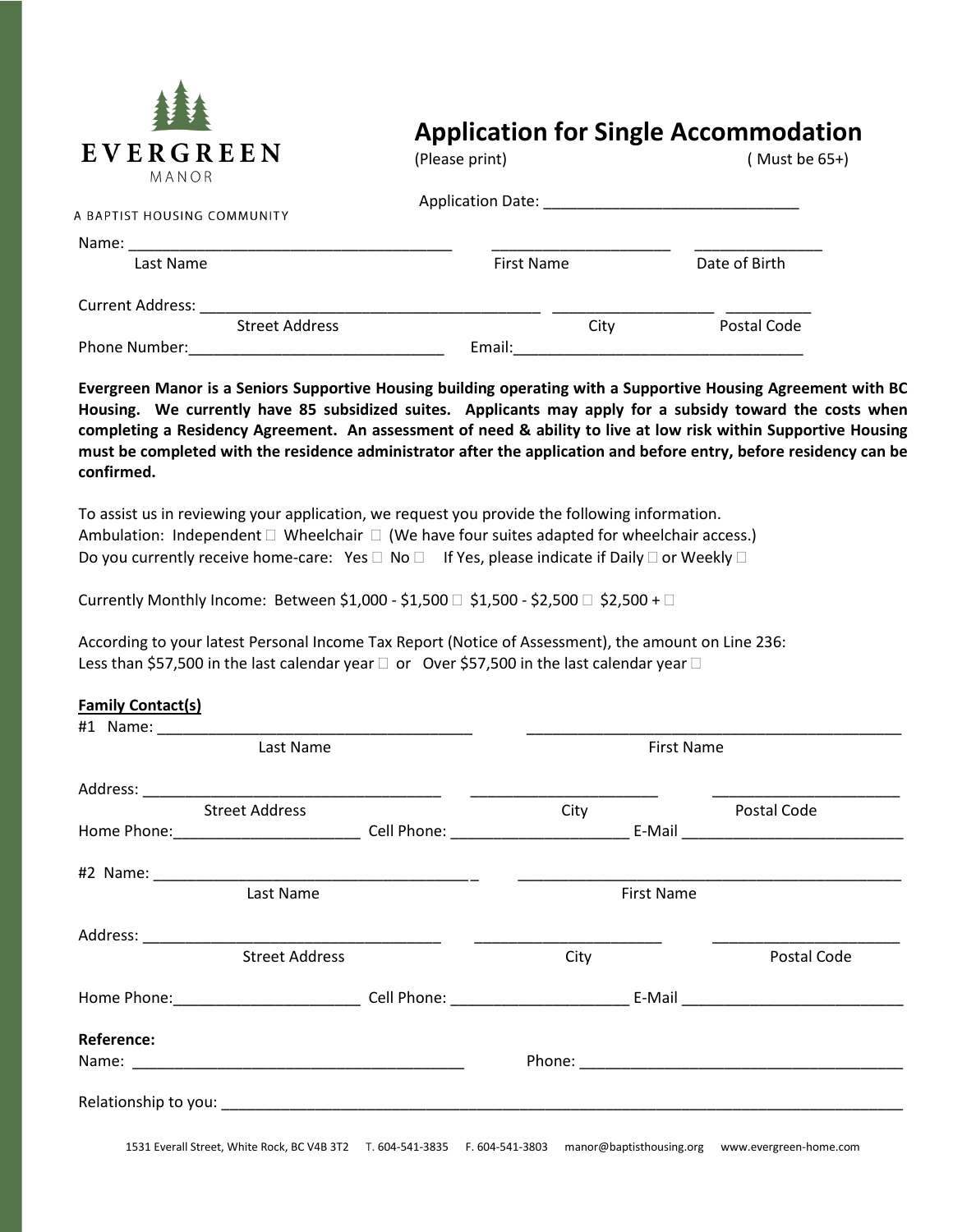EVERGREEN
MANOR

A BAPTIST HOUSING COMMUNITY

# Application for Single Accommodation

(Please print) ( Must be 65+)

Application Date: ______________________________

Name: ______________________________________ ______________________ _______________
Last Name First Name Date of Birth

Current Address: ________________________________________ ___________________ __________
Street Address City Postal Code

Phone Number:______________________________ Email:__________________________________

**Evergreen Manor is a Seniors Supportive Housing building operating with a Supportive Housing Agreement with BC Housing. We currently have 85 subsidized suites. Applicants may apply for a subsidy toward the costs when completing a Residency Agreement. An assessment of need & ability to live at low risk within Supportive Housing must be completed with the residence administrator after the application and before entry, before residency can be confirmed.**

To assist us in reviewing your application, we request you provide the following information.

Ambulation: Independent ☐ Wheelchair ☐ (We have four suites adapted for wheelchair access.)

Do you currently receive home-care: Yes ☐ No ☐ If Yes, please indicate if Daily ☐ or Weekly ☐

Currently Monthly Income: Between $1,000 - $1,500 ☐ $1,500 - $2,500 ☐ $2,500 + ☐

According to your latest Personal Income Tax Report (Notice of Assessment), the amount on Line 236:
Less than $57,500 in the last calendar year ☐ or Over $57,500 in the last calendar year ☐

**Family Contact(s)**

#1 Name: _____________________________________ ____________________________________________
Last Name First Name

Address: ___________________________________ ______________________ ______________________
Street Address City Postal Code

Home Phone:______________________ Cell Phone: _____________________ E-Mail __________________________

#2 Name: ______________________________________ ____________________________________________
Last Name First Name

Address: ___________________________________ ______________________ ______________________
Street Address City Postal Code

Home Phone:______________________ Cell Phone: _____________________ E-Mail __________________________

**Reference:**

Name: ________________________________________ Phone: ______________________________________

Relationship to you: ____________________________________________________________________________

1531 Everall Street, White Rock, BC V4B 3T2 T. 604-541-3835 F. 604-541-3803 manor@baptisthousing.org www.evergreen-home.com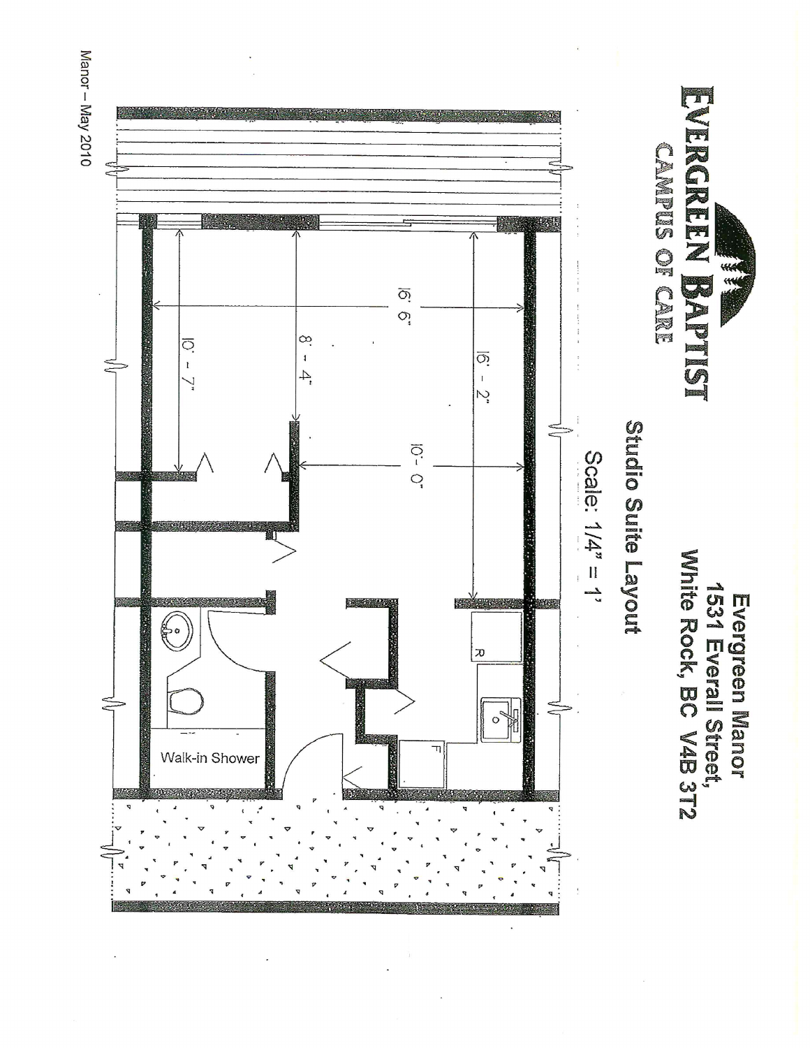# EVERGREEN BAPTIST CAMPUS OF CARE

Evergreen Manor
1531 Everall Street,
White Rock, BC V4B 3T2

## Studio Suite Layout

Scale: 1/4" = 1'

16' 6"

16' - 2"

8' - 4"

10' - 7"

10' - 0"

R

F

Walk-in Shower

Manor – May 2010